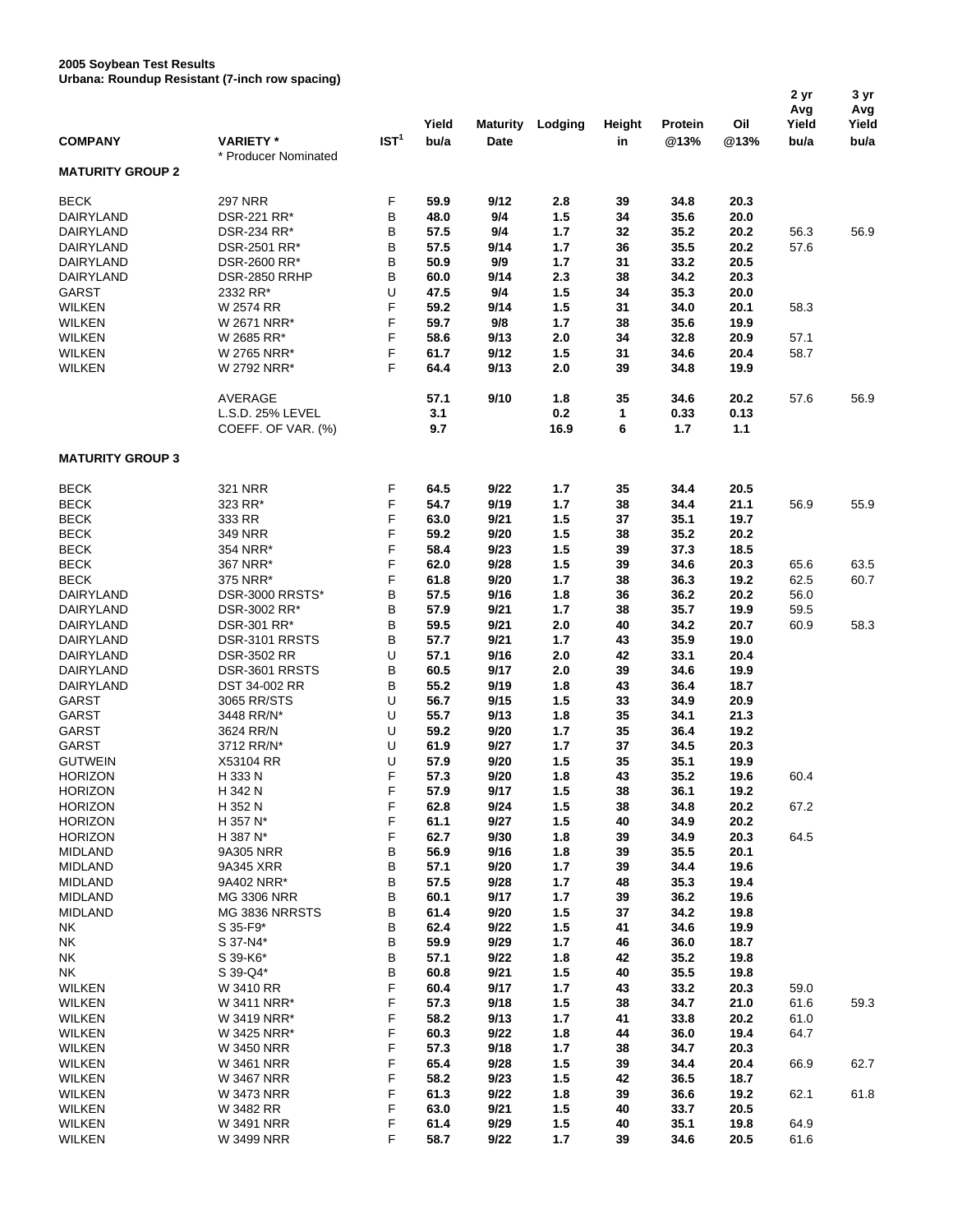**2005 Soybean Test Results**
**Urbana: Roundup Resistant (7-inch row spacing)**

| COMPANY | VARIETY * <br> * Producer Nominated | IST[1] | Yield bu/a | Maturity Date | Lodging | Height in | Protein @13% | Oil @13% | 2 yr Avg Yield bu/a | 3 yr Avg Yield bu/a |
|---|---|---|---|---|---|---|---|---|---|---|
| **MATURITY GROUP 2** | | | | | | | | | | |
| BECK | 297 NRR | F | 59.9 | 9/12 | 2.8 | 39 | 34.8 | 20.3 | | |
| DAIRYLAND | DSR-221 RR* | B | 48.0 | 9/4 | 1.5 | 34 | 35.6 | 20.0 | | |
| DAIRYLAND | DSR-234 RR* | B | 57.5 | 9/4 | 1.7 | 32 | 35.2 | 20.2 | 56.3 | 56.9 |
| DAIRYLAND | DSR-2501 RR* | B | 57.5 | 9/14 | 1.7 | 36 | 35.5 | 20.2 | 57.6 | |
| DAIRYLAND | DSR-2600 RR* | B | 50.9 | 9/9 | 1.7 | 31 | 33.2 | 20.5 | | |
| DAIRYLAND | DSR-2850 RRHP | B | 60.0 | 9/14 | 2.3 | 38 | 34.2 | 20.3 | | |
| GARST | 2332 RR* | U | 47.5 | 9/4 | 1.5 | 34 | 35.3 | 20.0 | | |
| WILKEN | W 2574 RR | F | 59.2 | 9/14 | 1.5 | 31 | 34.0 | 20.1 | 58.3 | |
| WILKEN | W 2671 NRR* | F | 59.7 | 9/8 | 1.7 | 38 | 35.6 | 19.9 | | |
| WILKEN | W 2685 RR* | F | 58.6 | 9/13 | 2.0 | 34 | 32.8 | 20.9 | 57.1 | |
| WILKEN | W 2765 NRR* | F | 61.7 | 9/12 | 1.5 | 31 | 34.6 | 20.4 | 58.7 | |
| WILKEN | W 2792 NRR* | F | 64.4 | 9/13 | 2.0 | 39 | 34.8 | 19.9 | | |
| | AVERAGE | | 57.1 | 9/10 | 1.8 | 35 | 34.6 | 20.2 | 57.6 | 56.9 |
| | L.S.D. 25% LEVEL | | 3.1 | | 0.2 | 1 | 0.33 | 0.13 | | |
| | COEFF. OF VAR. (%) | | 9.7 | | 16.9 | 6 | 1.7 | 1.1 | | |
| **MATURITY GROUP 3** | | | | | | | | | | |
| BECK | 321 NRR | F | 64.5 | 9/22 | 1.7 | 35 | 34.4 | 20.5 | | |
| BECK | 323 RR* | F | 54.7 | 9/19 | 1.7 | 38 | 34.4 | 21.1 | 56.9 | 55.9 |
| BECK | 333 RR | F | 63.0 | 9/21 | 1.5 | 37 | 35.1 | 19.7 | | |
| BECK | 349 NRR | F | 59.2 | 9/20 | 1.5 | 38 | 35.2 | 20.2 | | |
| BECK | 354 NRR* | F | 58.4 | 9/23 | 1.5 | 39 | 37.3 | 18.5 | | |
| BECK | 367 NRR* | F | 62.0 | 9/28 | 1.5 | 39 | 34.6 | 20.3 | 65.6 | 63.5 |
| BECK | 375 NRR* | F | 61.8 | 9/20 | 1.7 | 38 | 36.3 | 19.2 | 62.5 | 60.7 |
| DAIRYLAND | DSR-3000 RRSTS* | B | 57.5 | 9/16 | 1.8 | 36 | 36.2 | 20.2 | 56.0 | |
| DAIRYLAND | DSR-3002 RR* | B | 57.9 | 9/21 | 1.7 | 38 | 35.7 | 19.9 | 59.5 | |
| DAIRYLAND | DSR-301 RR* | B | 59.5 | 9/21 | 2.0 | 40 | 34.2 | 20.7 | 60.9 | 58.3 |
| DAIRYLAND | DSR-3101 RRSTS | B | 57.7 | 9/21 | 1.7 | 43 | 35.9 | 19.0 | | |
| DAIRYLAND | DSR-3502 RR | U | 57.1 | 9/16 | 2.0 | 42 | 33.1 | 20.4 | | |
| DAIRYLAND | DSR-3601 RRSTS | B | 60.5 | 9/17 | 2.0 | 39 | 34.6 | 19.9 | | |
| DAIRYLAND | DST 34-002 RR | B | 55.2 | 9/19 | 1.8 | 43 | 36.4 | 18.7 | | |
| GARST | 3065 RR/STS | U | 56.7 | 9/15 | 1.5 | 33 | 34.9 | 20.9 | | |
| GARST | 3448 RR/N* | U | 55.7 | 9/13 | 1.8 | 35 | 34.1 | 21.3 | | |
| GARST | 3624 RR/N | U | 59.2 | 9/20 | 1.7 | 35 | 36.4 | 19.2 | | |
| GARST | 3712 RR/N* | U | 61.9 | 9/27 | 1.7 | 37 | 34.5 | 20.3 | | |
| GUTWEIN | X53104 RR | U | 57.9 | 9/20 | 1.5 | 35 | 35.1 | 19.9 | | |
| HORIZON | H 333 N | F | 57.3 | 9/20 | 1.8 | 43 | 35.2 | 19.6 | 60.4 | |
| HORIZON | H 342 N | F | 57.9 | 9/17 | 1.5 | 38 | 36.1 | 19.2 | | |
| HORIZON | H 352 N | F | 62.8 | 9/24 | 1.5 | 38 | 34.8 | 20.2 | 67.2 | |
| HORIZON | H 357 N* | F | 61.1 | 9/27 | 1.5 | 40 | 34.9 | 20.2 | | |
| HORIZON | H 387 N* | F | 62.7 | 9/30 | 1.8 | 39 | 34.9 | 20.3 | 64.5 | |
| MIDLAND | 9A305 NRR | B | 56.9 | 9/16 | 1.8 | 39 | 35.5 | 20.1 | | |
| MIDLAND | 9A345 XRR | B | 57.1 | 9/20 | 1.7 | 39 | 34.4 | 19.6 | | |
| MIDLAND | 9A402 NRR* | B | 57.5 | 9/28 | 1.7 | 48 | 35.3 | 19.4 | | |
| MIDLAND | MG 3306 NRR | B | 60.1 | 9/17 | 1.7 | 39 | 36.2 | 19.6 | | |
| MIDLAND | MG 3836 NRRSTS | B | 61.4 | 9/20 | 1.5 | 37 | 34.2 | 19.8 | | |
| NK | S 35-F9* | B | 62.4 | 9/22 | 1.5 | 41 | 34.6 | 19.9 | | |
| NK | S 37-N4* | B | 59.9 | 9/29 | 1.7 | 46 | 36.0 | 18.7 | | |
| NK | S 39-K6* | B | 57.1 | 9/22 | 1.8 | 42 | 35.2 | 19.8 | | |
| NK | S 39-Q4* | B | 60.8 | 9/21 | 1.5 | 40 | 35.5 | 19.8 | | |
| WILKEN | W 3410 RR | F | 60.4 | 9/17 | 1.7 | 43 | 33.2 | 20.3 | 59.0 | |
| WILKEN | W 3411 NRR* | F | 57.3 | 9/18 | 1.5 | 38 | 34.7 | 21.0 | 61.6 | 59.3 |
| WILKEN | W 3419 NRR* | F | 58.2 | 9/13 | 1.7 | 41 | 33.8 | 20.2 | 61.0 | |
| WILKEN | W 3425 NRR* | F | 60.3 | 9/22 | 1.8 | 44 | 36.0 | 19.4 | 64.7 | |
| WILKEN | W 3450 NRR | F | 57.3 | 9/18 | 1.7 | 38 | 34.7 | 20.3 | | |
| WILKEN | W 3461 NRR | F | 65.4 | 9/28 | 1.5 | 39 | 34.4 | 20.4 | 66.9 | 62.7 |
| WILKEN | W 3467 NRR | F | 58.2 | 9/23 | 1.5 | 42 | 36.5 | 18.7 | | |
| WILKEN | W 3473 NRR | F | 61.3 | 9/22 | 1.8 | 39 | 36.6 | 19.2 | 62.1 | 61.8 |
| WILKEN | W 3482 RR | F | 63.0 | 9/21 | 1.5 | 40 | 33.7 | 20.5 | | |
| WILKEN | W 3491 NRR | F | 61.4 | 9/29 | 1.5 | 40 | 35.1 | 19.8 | 64.9 | |
| WILKEN | W 3499 NRR | F | 58.7 | 9/22 | 1.7 | 39 | 34.6 | 20.5 | 61.6 | |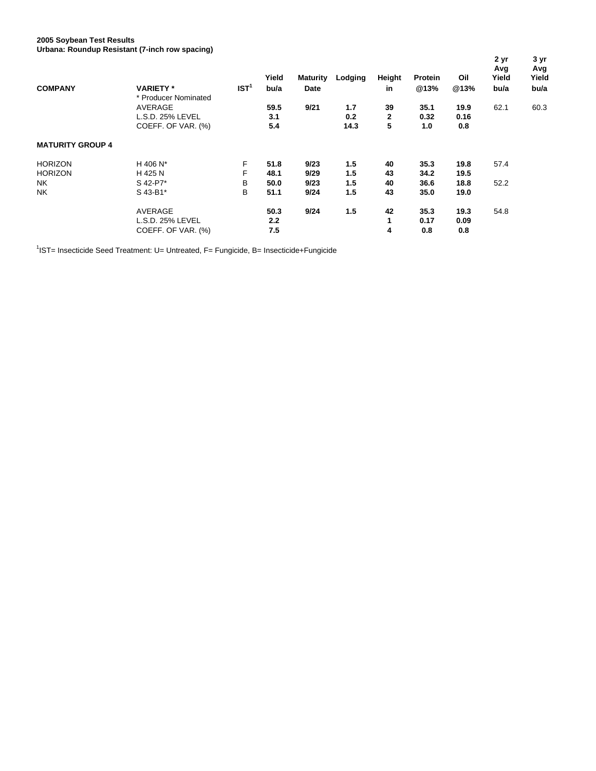**2005 Soybean Test Results**
**Urbana: Roundup Resistant (7-inch row spacing)**

| COMPANY | VARIETY * | IST[1] | Yield bu/a | Maturity Date | Lodging | Height in | Protein @13% | Oil @13% | 2 yr Avg Yield bu/a | 3 yr Avg Yield bu/a |
|---|---|---|---|---|---|---|---|---|---|---|
| | * Producer Nominated | | | | | | | | | |
| | AVERAGE | | **59.5** | **9/21** | **1.7** | **39** | **35.1** | **19.9** | 62.1 | 60.3 |
| | L.S.D. 25% LEVEL | | **3.1** | | **0.2** | **2** | **0.32** | **0.16** | | |
| | COEFF. OF VAR. (%) | | **5.4** | | **14.3** | **5** | **1.0** | **0.8** | | |
| **MATURITY GROUP 4** | | | | | | | | | | |
| HORIZON | H 406 N* | F | **51.8** | **9/23** | **1.5** | **40** | **35.3** | **19.8** | 57.4 | |
| HORIZON | H 425 N | F | **48.1** | **9/29** | **1.5** | **43** | **34.2** | **19.5** | | |
| NK | S 42-P7* | B | **50.0** | **9/23** | **1.5** | **40** | **36.6** | **18.8** | 52.2 | |
| NK | S 43-B1* | B | **51.1** | **9/24** | **1.5** | **43** | **35.0** | **19.0** | | |
| | AVERAGE | | **50.3** | **9/24** | **1.5** | **42** | **35.3** | **19.3** | 54.8 | |
| | L.S.D. 25% LEVEL | | **2.2** | | | **1** | **0.17** | **0.09** | | |
| | COEFF. OF VAR. (%) | | **7.5** | | | **4** | **0.8** | **0.8** | | |

[1]IST= Insecticide Seed Treatment: U= Untreated, F= Fungicide, B= Insecticide+Fungicide